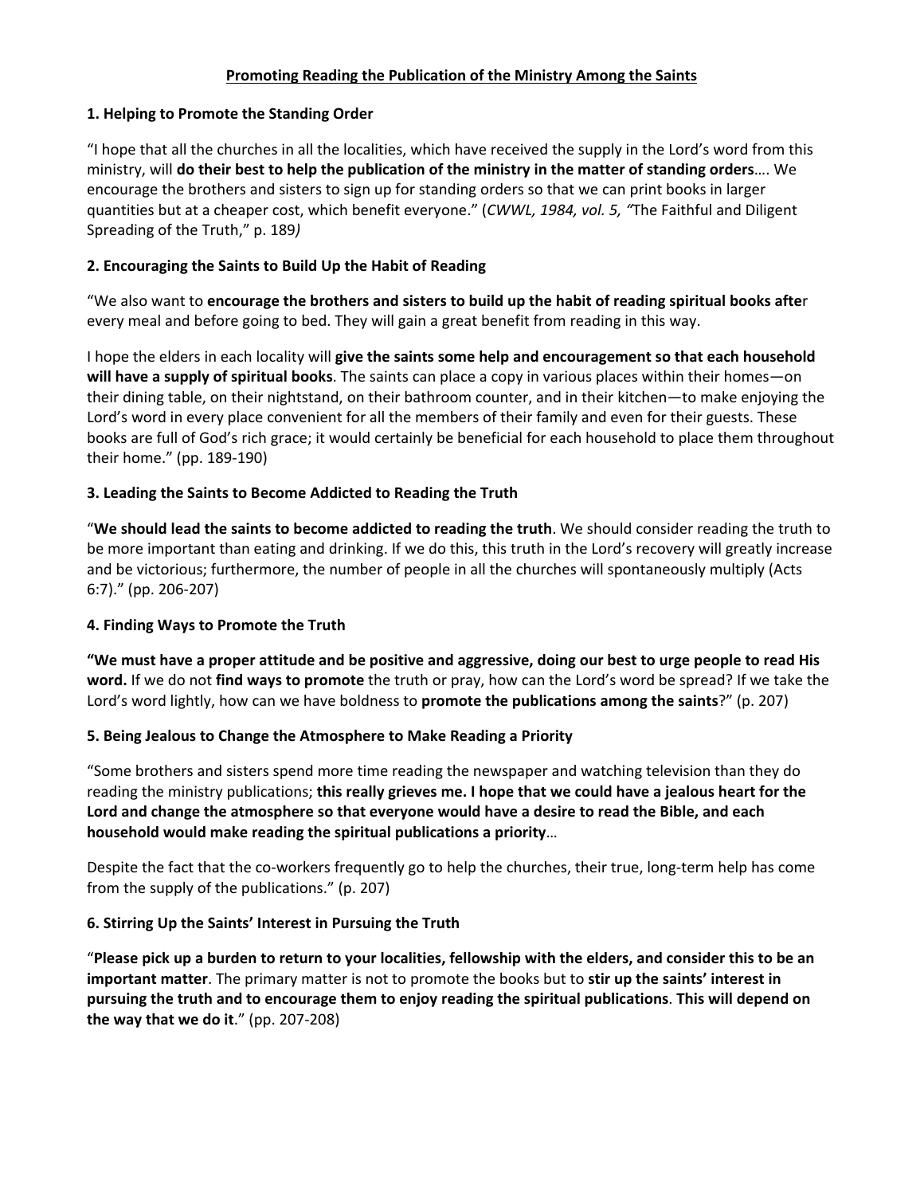# Promoting Reading the Publication of the Ministry Among the Saints

## 1. Helping to Promote the Standing Order

"I hope that all the churches in all the localities, which have received the supply in the Lord's word from this ministry, will **do their best to help the publication of the ministry in the matter of standing orders**…. We encourage the brothers and sisters to sign up for standing orders so that we can print books in larger quantities but at a cheaper cost, which benefit everyone." (*CWWL, 1984, vol. 5, "*The Faithful and Diligent Spreading of the Truth," p. 189*)*

## 2. Encouraging the Saints to Build Up the Habit of Reading

"We also want to **encourage the brothers and sisters to build up the habit of reading spiritual books afte**r every meal and before going to bed. They will gain a great benefit from reading in this way.

I hope the elders in each locality will **give the saints some help and encouragement so that each household will have a supply of spiritual books**. The saints can place a copy in various places within their homes—on their dining table, on their nightstand, on their bathroom counter, and in their kitchen—to make enjoying the Lord's word in every place convenient for all the members of their family and even for their guests. These books are full of God's rich grace; it would certainly be beneficial for each household to place them throughout their home." (pp. 189-190)

## 3. Leading the Saints to Become Addicted to Reading the Truth

"**We should lead the saints to become addicted to reading the truth**. We should consider reading the truth to be more important than eating and drinking. If we do this, this truth in the Lord's recovery will greatly increase and be victorious; furthermore, the number of people in all the churches will spontaneously multiply (Acts 6:7)." (pp. 206-207)

## 4. Finding Ways to Promote the Truth

**"We must have a proper attitude and be positive and aggressive, doing our best to urge people to read His word.** If we do not **find ways to promote** the truth or pray, how can the Lord's word be spread? If we take the Lord's word lightly, how can we have boldness to **promote the publications among the saints**?" (p. 207)

## 5. Being Jealous to Change the Atmosphere to Make Reading a Priority

"Some brothers and sisters spend more time reading the newspaper and watching television than they do reading the ministry publications; **this really grieves me. I hope that we could have a jealous heart for the Lord and change the atmosphere so that everyone would have a desire to read the Bible, and each household would make reading the spiritual publications a priority**…

Despite the fact that the co-workers frequently go to help the churches, their true, long-term help has come from the supply of the publications." (p. 207)

## 6. Stirring Up the Saints' Interest in Pursuing the Truth

"**Please pick up a burden to return to your localities, fellowship with the elders, and consider this to be an important matter**. The primary matter is not to promote the books but to **stir up the saints' interest in pursuing the truth and to encourage them to enjoy reading the spiritual publications**. **This will depend on the way that we do it**." (pp. 207-208)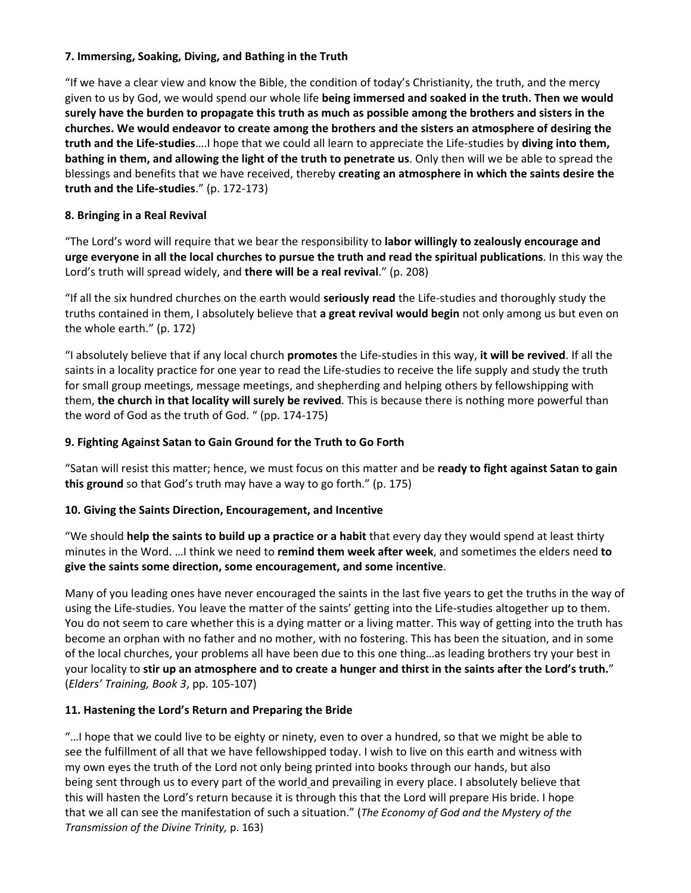**7. Immersing, Soaking, Diving, and Bathing in the Truth**

"If we have a clear view and know the Bible, the condition of today's Christianity, the truth, and the mercy given to us by God, we would spend our whole life **being immersed and soaked in the truth. Then we would surely have the burden to propagate this truth as much as possible among the brothers and sisters in the churches. We would endeavor to create among the brothers and the sisters an atmosphere of desiring the truth and the Life-studies**….I hope that we could all learn to appreciate the Life-studies by **diving into them, bathing in them, and allowing the light of the truth to penetrate us**. Only then will we be able to spread the blessings and benefits that we have received, thereby **creating an atmosphere in which the saints desire the truth and the Life-studies**." (p. 172-173)

**8. Bringing in a Real Revival**

"The Lord's word will require that we bear the responsibility to **labor willingly to zealously encourage and urge everyone in all the local churches to pursue the truth and read the spiritual publications**. In this way the Lord's truth will spread widely, and **there will be a real revival**." (p. 208)

"If all the six hundred churches on the earth would **seriously read** the Life-studies and thoroughly study the truths contained in them, I absolutely believe that **a great revival would begin** not only among us but even on the whole earth." (p. 172)

"I absolutely believe that if any local church **promotes** the Life-studies in this way, **it will be revived**. If all the saints in a locality practice for one year to read the Life-studies to receive the life supply and study the truth for small group meetings, message meetings, and shepherding and helping others by fellowshipping with them, **the church in that locality will surely be revived**. This is because there is nothing more powerful than the word of God as the truth of God. " (pp. 174-175)

**9. Fighting Against Satan to Gain Ground for the Truth to Go Forth**

"Satan will resist this matter; hence, we must focus on this matter and be **ready to fight against Satan to gain this ground** so that God's truth may have a way to go forth." (p. 175)

**10. Giving the Saints Direction, Encouragement, and Incentive**

"We should **help the saints to build up a practice or a habit** that every day they would spend at least thirty minutes in the Word. …I think we need to **remind them week after week**, and sometimes the elders need **to give the saints some direction, some encouragement, and some incentive**.

Many of you leading ones have never encouraged the saints in the last five years to get the truths in the way of using the Life-studies. You leave the matter of the saints' getting into the Life-studies altogether up to them. You do not seem to care whether this is a dying matter or a living matter. This way of getting into the truth has become an orphan with no father and no mother, with no fostering. This has been the situation, and in some of the local churches, your problems all have been due to this one thing…as leading brothers try your best in your locality to **stir up an atmosphere and to create a hunger and thirst in the saints after the Lord's truth.**" (*Elders' Training, Book 3*, pp. 105-107)

**11. Hastening the Lord's Return and Preparing the Bride**

"…I hope that we could live to be eighty or ninety, even to over a hundred, so that we might be able to see the fulfillment of all that we have fellowshipped today. I wish to live on this earth and witness with my own eyes the truth of the Lord not only being printed into books through our hands, but also being sent through us to every part of the world and prevailing in every place. I absolutely believe that this will hasten the Lord's return because it is through this that the Lord will prepare His bride. I hope that we all can see the manifestation of such a situation." (*The Economy of God and the Mystery of the Transmission of the Divine Trinity,* p. 163)